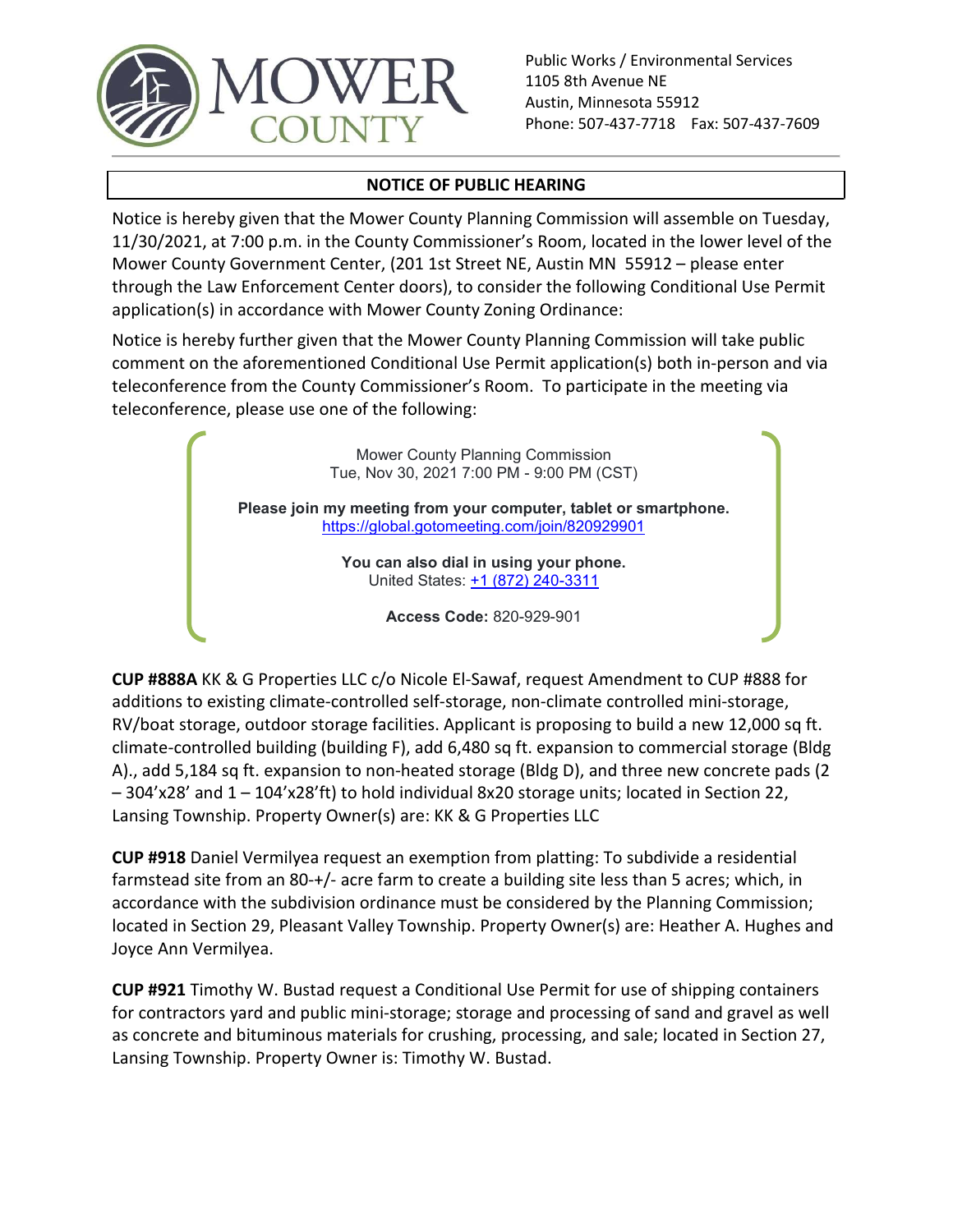MOWER COUNTY

Public Works / Environmental Services
1105 8th Avenue NE
Austin, Minnesota 55912
Phone: 507-437-7718 Fax: 507-437-7609

## NOTICE OF PUBLIC HEARING

Notice is hereby given that the Mower County Planning Commission will assemble on Tuesday, 11/30/2021, at 7:00 p.m. in the County Commissioner's Room, located in the lower level of the Mower County Government Center, (201 1st Street NE, Austin MN 55912 – please enter through the Law Enforcement Center doors), to consider the following Conditional Use Permit application(s) in accordance with Mower County Zoning Ordinance:

Notice is hereby further given that the Mower County Planning Commission will take public comment on the aforementioned Conditional Use Permit application(s) both in-person and via teleconference from the County Commissioner's Room. To participate in the meeting via teleconference, please use one of the following:

Mower County Planning Commission
Tue, Nov 30, 2021 7:00 PM - 9:00 PM (CST)

**Please join my meeting from your computer, tablet or smartphone.**
https://global.gotomeeting.com/join/820929901

**You can also dial in using your phone.**
United States: +1 (872) 240-3311

**Access Code:** 820-929-901

**CUP #888A** KK & G Properties LLC c/o Nicole El-Sawaf, request Amendment to CUP #888 for additions to existing climate-controlled self-storage, non-climate controlled mini-storage, RV/boat storage, outdoor storage facilities. Applicant is proposing to build a new 12,000 sq ft. climate-controlled building (building F), add 6,480 sq ft. expansion to commercial storage (Bldg A)., add 5,184 sq ft. expansion to non-heated storage (Bldg D), and three new concrete pads (2 – 304'x28' and 1 – 104'x28'ft) to hold individual 8x20 storage units; located in Section 22, Lansing Township. Property Owner(s) are: KK & G Properties LLC

**CUP #918** Daniel Vermilyea request an exemption from platting: To subdivide a residential farmstead site from an 80-+/- acre farm to create a building site less than 5 acres; which, in accordance with the subdivision ordinance must be considered by the Planning Commission; located in Section 29, Pleasant Valley Township. Property Owner(s) are: Heather A. Hughes and Joyce Ann Vermilyea.

**CUP #921** Timothy W. Bustad request a Conditional Use Permit for use of shipping containers for contractors yard and public mini-storage; storage and processing of sand and gravel as well as concrete and bituminous materials for crushing, processing, and sale; located in Section 27, Lansing Township. Property Owner is: Timothy W. Bustad.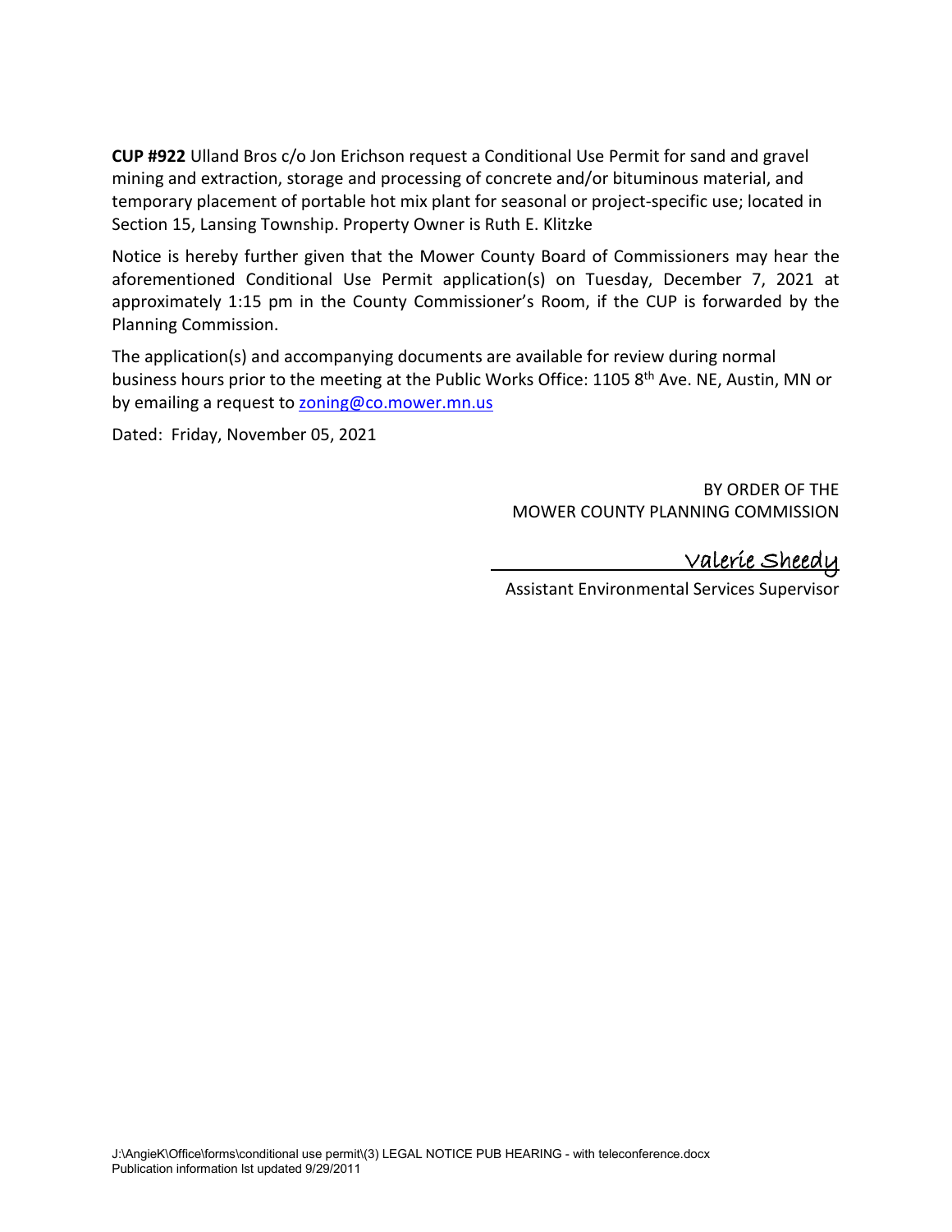**CUP #922** Ulland Bros c/o Jon Erichson request a Conditional Use Permit for sand and gravel mining and extraction, storage and processing of concrete and/or bituminous material, and temporary placement of portable hot mix plant for seasonal or project-specific use; located in Section 15, Lansing Township. Property Owner is Ruth E. Klitzke

Notice is hereby further given that the Mower County Board of Commissioners may hear the aforementioned Conditional Use Permit application(s) on Tuesday, December 7, 2021 at approximately 1:15 pm in the County Commissioner's Room, if the CUP is forwarded by the Planning Commission.

The application(s) and accompanying documents are available for review during normal business hours prior to the meeting at the Public Works Office: 1105 8th Ave. NE, Austin, MN or by emailing a request to zoning@co.mower.mn.us

Dated: Friday, November 05, 2021

BY ORDER OF THE
MOWER COUNTY PLANNING COMMISSION

Valerie Sheedy
Assistant Environmental Services Supervisor

J:\AngieK\Office\forms\conditional use permit\(3) LEGAL NOTICE PUB HEARING - with teleconference.docx
Publication information lst updated 9/29/2011